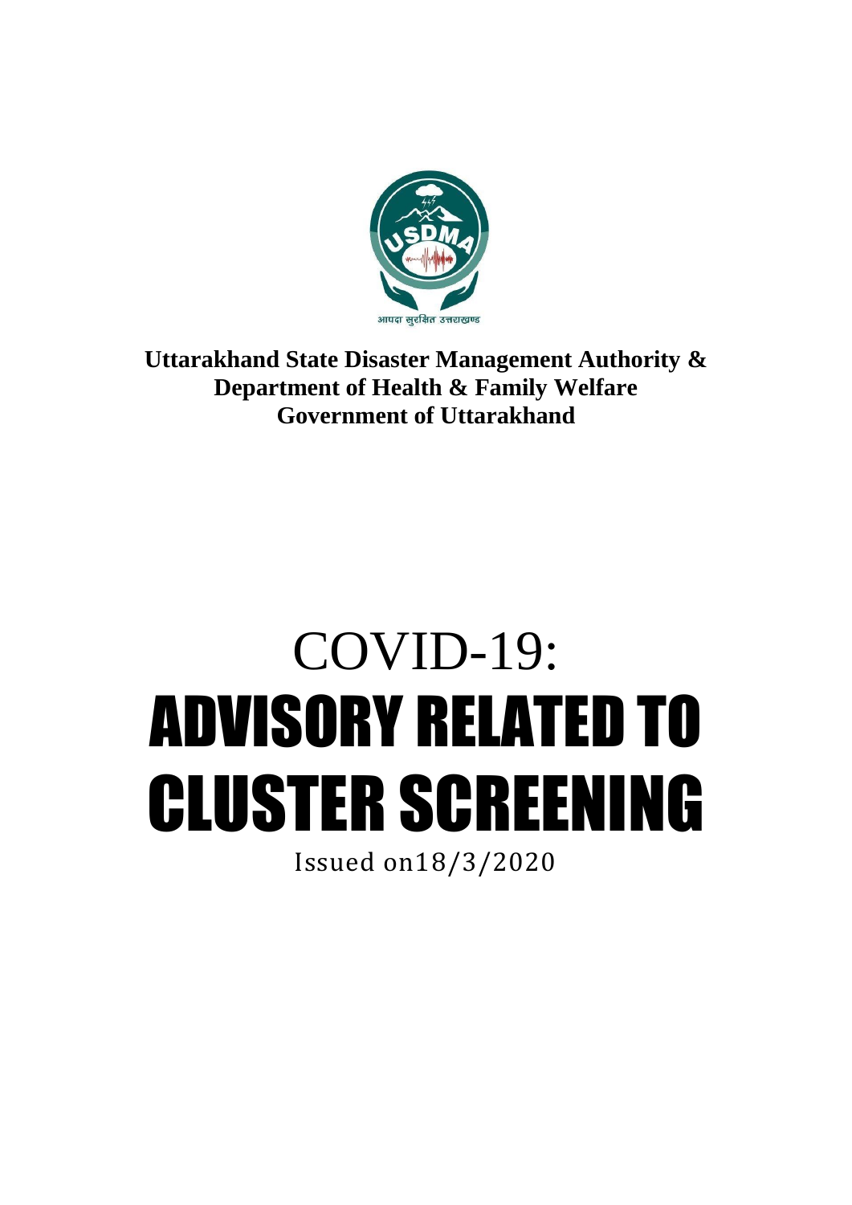**Uttarakhand State Disaster Management Authority &**
**Department of Health & Family Welfare**
**Government of Uttarakhand**

# COVID-19:
# ADVISORY RELATED TO CLUSTER SCREENING

Issued on18/3/2020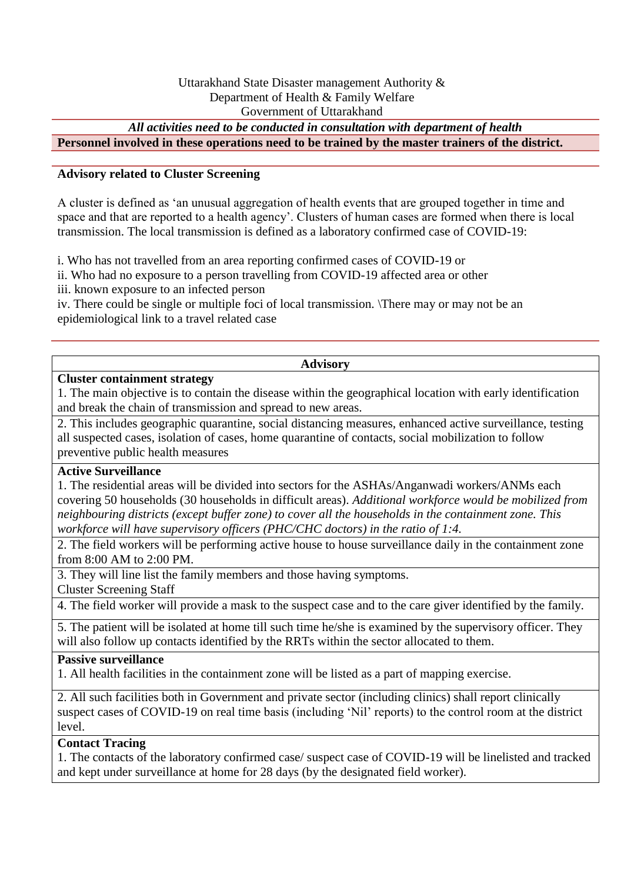Uttarakhand State Disaster management Authority &
Department of Health & Family Welfare
Government of Uttarakhand

***All activities need to be conducted in consultation with department of health***

**Personnel involved in these operations need to be trained by the master trainers of the district.**

**Advisory related to Cluster Screening**

A cluster is defined as 'an unusual aggregation of health events that are grouped together in time and space and that are reported to a health agency'. Clusters of human cases are formed when there is local transmission. The local transmission is defined as a laboratory confirmed case of COVID-19:

i. Who has not travelled from an area reporting confirmed cases of COVID-19 or
ii. Who had no exposure to a person travelling from COVID-19 affected area or other
iii. known exposure to an infected person
iv. There could be single or multiple foci of local transmission. \There may or may not be an epidemiological link to a travel related case

| **Advisory** |
|---|
| **Cluster containment strategy**<br>1. The main objective is to contain the disease within the geographical location with early identification and break the chain of transmission and spread to new areas. |
| 2. This includes geographic quarantine, social distancing measures, enhanced active surveillance, testing all suspected cases, isolation of cases, home quarantine of contacts, social mobilization to follow preventive public health measures |
| **Active Surveillance**<br>1. The residential areas will be divided into sectors for the ASHAs/Anganwadi workers/ANMs each covering 50 households (30 households in difficult areas). *Additional workforce would be mobilized from neighbouring districts (except buffer zone) to cover all the households in the containment zone. This workforce will have supervisory officers (PHC/CHC doctors) in the ratio of 1:4.* |
| 2. The field workers will be performing active house to house surveillance daily in the containment zone from 8:00 AM to 2:00 PM. |
| 3. They will line list the family members and those having symptoms.<br>Cluster Screening Staff |
| 4. The field worker will provide a mask to the suspect case and to the care giver identified by the family. |
| 5. The patient will be isolated at home till such time he/she is examined by the supervisory officer. They will also follow up contacts identified by the RRTs within the sector allocated to them. |
| **Passive surveillance**<br>1. All health facilities in the containment zone will be listed as a part of mapping exercise. |
| 2. All such facilities both in Government and private sector (including clinics) shall report clinically suspect cases of COVID-19 on real time basis (including 'Nil' reports) to the control room at the district level. |
| **Contact Tracing**<br>1. The contacts of the laboratory confirmed case/ suspect case of COVID-19 will be linelisted and tracked and kept under surveillance at home for 28 days (by the designated field worker). |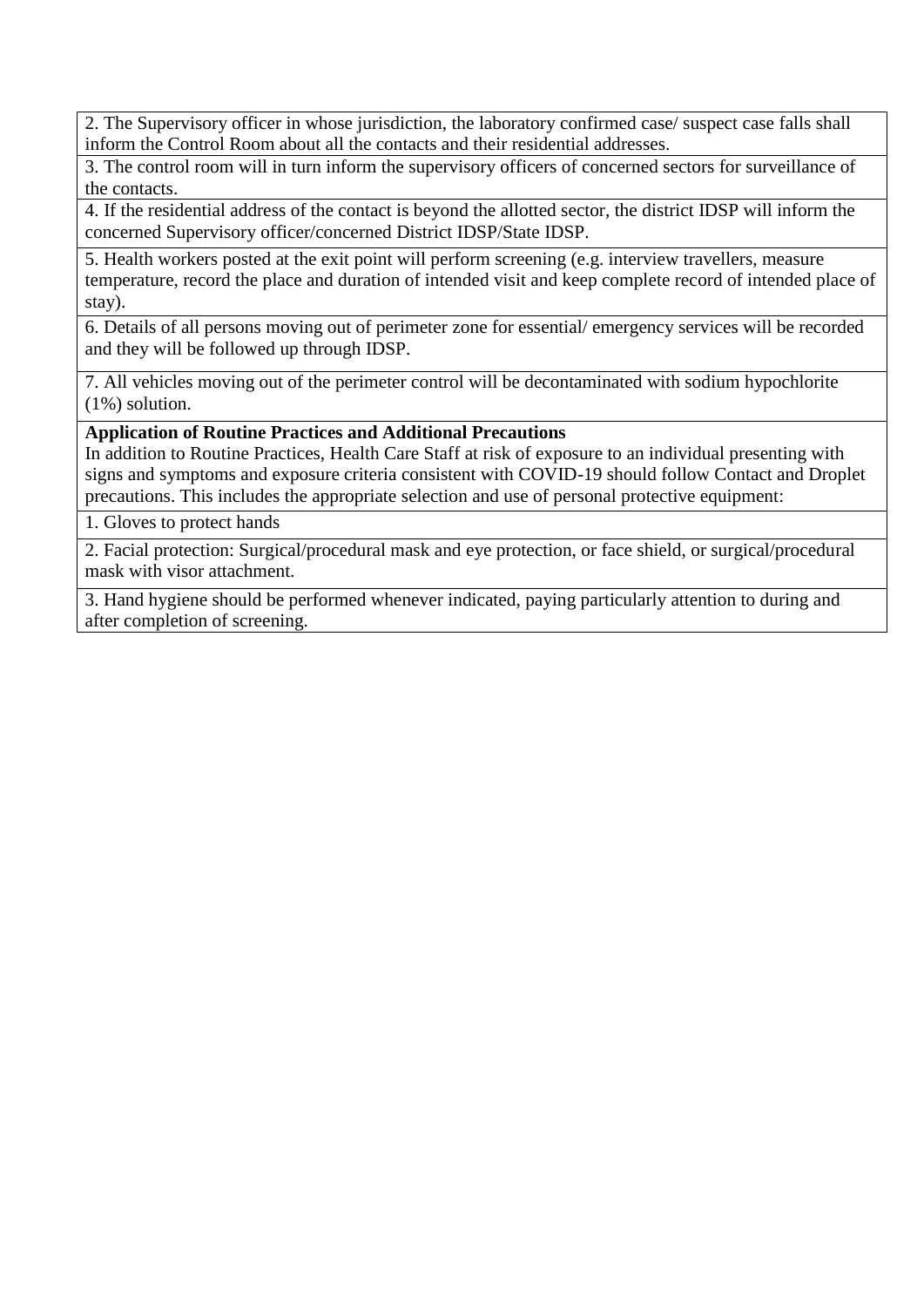| |
|---|
| 2. The Supervisory officer in whose jurisdiction, the laboratory confirmed case/ suspect case falls shall inform the Control Room about all the contacts and their residential addresses. |
| 3. The control room will in turn inform the supervisory officers of concerned sectors for surveillance of the contacts. |
| 4. If the residential address of the contact is beyond the allotted sector, the district IDSP will inform the concerned Supervisory officer/concerned District IDSP/State IDSP. |
| 5. Health workers posted at the exit point will perform screening (e.g. interview travellers, measure temperature, record the place and duration of intended visit and keep complete record of intended place of stay). |
| 6. Details of all persons moving out of perimeter zone for essential/ emergency services will be recorded and they will be followed up through IDSP. |
| 7. All vehicles moving out of the perimeter control will be decontaminated with sodium hypochlorite (1%) solution. |
| **Application of Routine Practices and Additional Precautions** In addition to Routine Practices, Health Care Staff at risk of exposure to an individual presenting with signs and symptoms and exposure criteria consistent with COVID-19 should follow Contact and Droplet precautions. This includes the appropriate selection and use of personal protective equipment: |
| 1. Gloves to protect hands |
| 2. Facial protection: Surgical/procedural mask and eye protection, or face shield, or surgical/procedural mask with visor attachment. |
| 3. Hand hygiene should be performed whenever indicated, paying particularly attention to during and after completion of screening. |